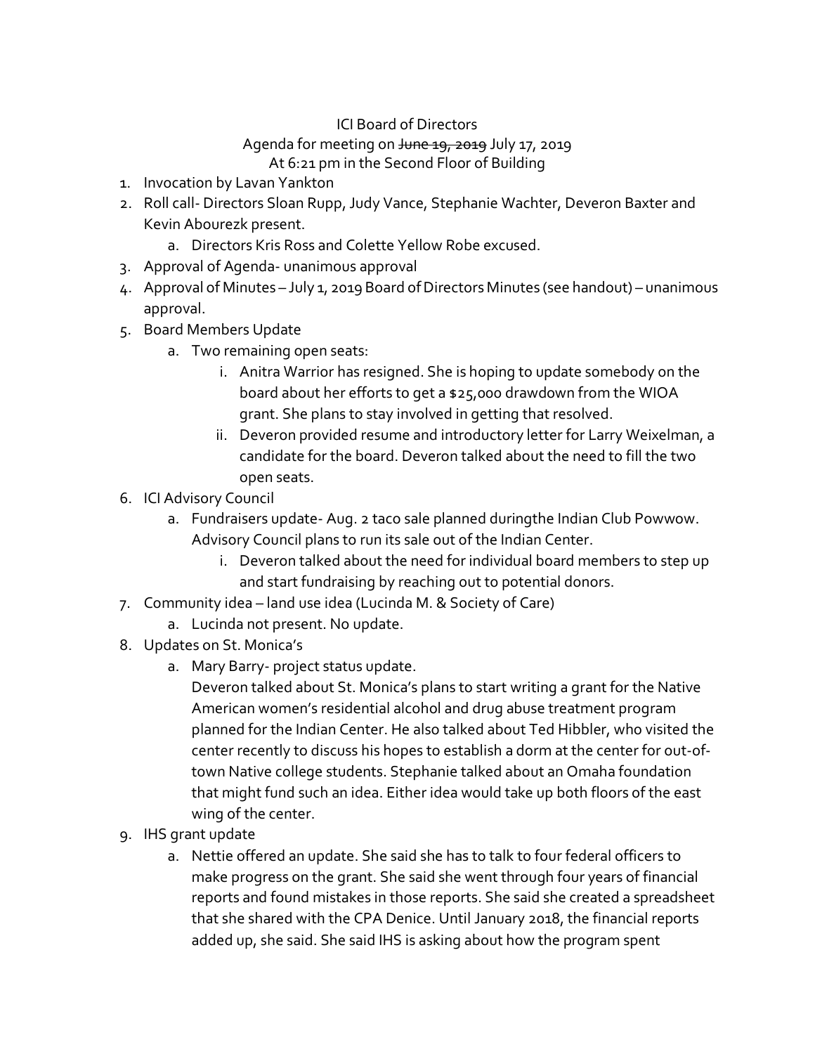ICI Board of Directors

Agenda for meeting on ~~June 19, 2019~~ July 17, 2019

At 6:21 pm in the Second Floor of Building

1. Invocation by Lavan Yankton
2. Roll call- Directors Sloan Rupp, Judy Vance, Stephanie Wachter, Deveron Baxter and Kevin Abourezk present.
   a. Directors Kris Ross and Colette Yellow Robe excused.
3. Approval of Agenda- unanimous approval
4. Approval of Minutes – July 1, 2019 Board of Directors Minutes (see handout) – unanimous approval.
5. Board Members Update
   a. Two remaining open seats:
      i. Anitra Warrior has resigned. She is hoping to update somebody on the board about her efforts to get a $25,000 drawdown from the WIOA grant. She plans to stay involved in getting that resolved.
      ii. Deveron provided resume and introductory letter for Larry Weixelman, a candidate for the board. Deveron talked about the need to fill the two open seats.
6. ICI Advisory Council
   a. Fundraisers update- Aug. 2 taco sale planned duringthe Indian Club Powwow. Advisory Council plans to run its sale out of the Indian Center.
      i. Deveron talked about the need for individual board members to step up and start fundraising by reaching out to potential donors.
7. Community idea – land use idea (Lucinda M. & Society of Care)
   a. Lucinda not present. No update.
8. Updates on St. Monica's
   a. Mary Barry- project status update.
      Deveron talked about St. Monica's plans to start writing a grant for the Native American women's residential alcohol and drug abuse treatment program planned for the Indian Center. He also talked about Ted Hibbler, who visited the center recently to discuss his hopes to establish a dorm at the center for out-of-town Native college students. Stephanie talked about an Omaha foundation that might fund such an idea. Either idea would take up both floors of the east wing of the center.
9. IHS grant update
   a. Nettie offered an update. She said she has to talk to four federal officers to make progress on the grant. She said she went through four years of financial reports and found mistakes in those reports. She said she created a spreadsheet that she shared with the CPA Denice. Until January 2018, the financial reports added up, she said. She said IHS is asking about how the program spent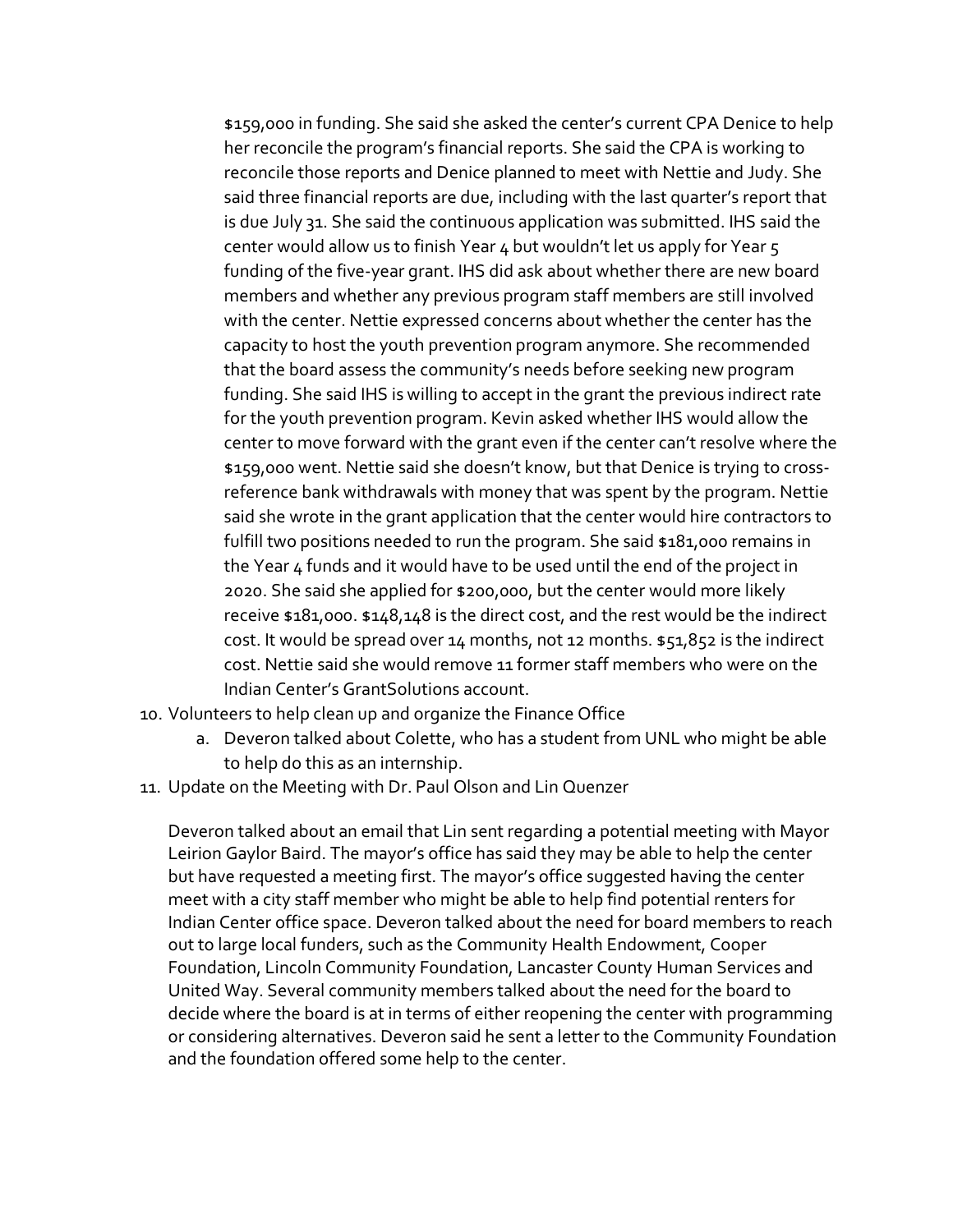$159,000 in funding. She said she asked the center's current CPA Denice to help her reconcile the program's financial reports. She said the CPA is working to reconcile those reports and Denice planned to meet with Nettie and Judy. She said three financial reports are due, including with the last quarter's report that is due July 31. She said the continuous application was submitted. IHS said the center would allow us to finish Year 4 but wouldn't let us apply for Year 5 funding of the five-year grant. IHS did ask about whether there are new board members and whether any previous program staff members are still involved with the center. Nettie expressed concerns about whether the center has the capacity to host the youth prevention program anymore. She recommended that the board assess the community's needs before seeking new program funding. She said IHS is willing to accept in the grant the previous indirect rate for the youth prevention program. Kevin asked whether IHS would allow the center to move forward with the grant even if the center can't resolve where the $159,000 went. Nettie said she doesn't know, but that Denice is trying to cross-reference bank withdrawals with money that was spent by the program. Nettie said she wrote in the grant application that the center would hire contractors to fulfill two positions needed to run the program. She said $181,000 remains in the Year 4 funds and it would have to be used until the end of the project in 2020. She said she applied for $200,000, but the center would more likely receive $181,000. $148,148 is the direct cost, and the rest would be the indirect cost. It would be spread over 14 months, not 12 months. $51,852 is the indirect cost. Nettie said she would remove 11 former staff members who were on the Indian Center's GrantSolutions account.

10. Volunteers to help clean up and organize the Finance Office
    a. Deveron talked about Colette, who has a student from UNL who might be able to help do this as an internship.
11. Update on the Meeting with Dr. Paul Olson and Lin Quenzer

Deveron talked about an email that Lin sent regarding a potential meeting with Mayor Leirion Gaylor Baird. The mayor's office has said they may be able to help the center but have requested a meeting first. The mayor's office suggested having the center meet with a city staff member who might be able to help find potential renters for Indian Center office space. Deveron talked about the need for board members to reach out to large local funders, such as the Community Health Endowment, Cooper Foundation, Lincoln Community Foundation, Lancaster County Human Services and United Way. Several community members talked about the need for the board to decide where the board is at in terms of either reopening the center with programming or considering alternatives. Deveron said he sent a letter to the Community Foundation and the foundation offered some help to the center.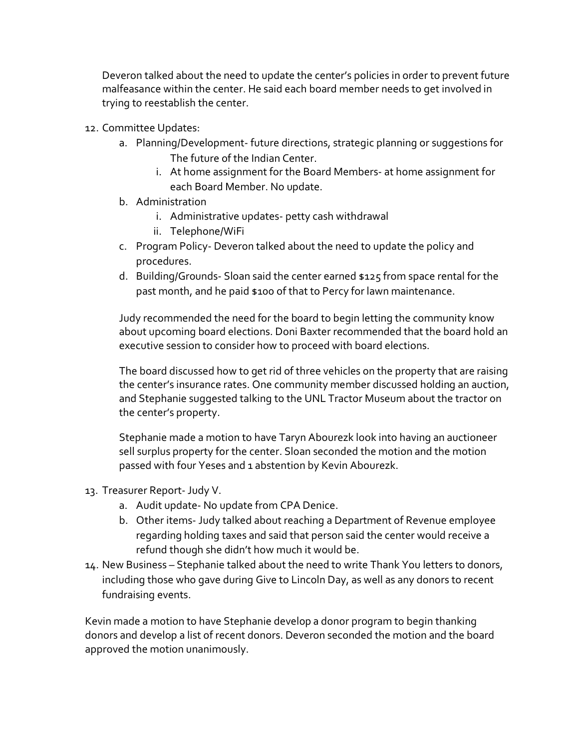Deveron talked about the need to update the center's policies in order to prevent future malfeasance within the center. He said each board member needs to get involved in trying to reestablish the center.

12. Committee Updates:
    a. Planning/Development- future directions, strategic planning or suggestions for The future of the Indian Center.
        i. At home assignment for the Board Members- at home assignment for each Board Member. No update.
    b. Administration
        i. Administrative updates- petty cash withdrawal
        ii. Telephone/WiFi
    c. Program Policy- Deveron talked about the need to update the policy and procedures.
    d. Building/Grounds- Sloan said the center earned $125 from space rental for the past month, and he paid $100 of that to Percy for lawn maintenance.

    Judy recommended the need for the board to begin letting the community know about upcoming board elections. Doni Baxter recommended that the board hold an executive session to consider how to proceed with board elections.

    The board discussed how to get rid of three vehicles on the property that are raising the center's insurance rates. One community member discussed holding an auction, and Stephanie suggested talking to the UNL Tractor Museum about the tractor on the center's property.

    Stephanie made a motion to have Taryn Abourezk look into having an auctioneer sell surplus property for the center. Sloan seconded the motion and the motion passed with four Yeses and 1 abstention by Kevin Abourezk.

13. Treasurer Report- Judy V.
    a. Audit update- No update from CPA Denice.
    b. Other items- Judy talked about reaching a Department of Revenue employee regarding holding taxes and said that person said the center would receive a refund though she didn't how much it would be.
14. New Business – Stephanie talked about the need to write Thank You letters to donors, including those who gave during Give to Lincoln Day, as well as any donors to recent fundraising events.

Kevin made a motion to have Stephanie develop a donor program to begin thanking donors and develop a list of recent donors. Deveron seconded the motion and the board approved the motion unanimously.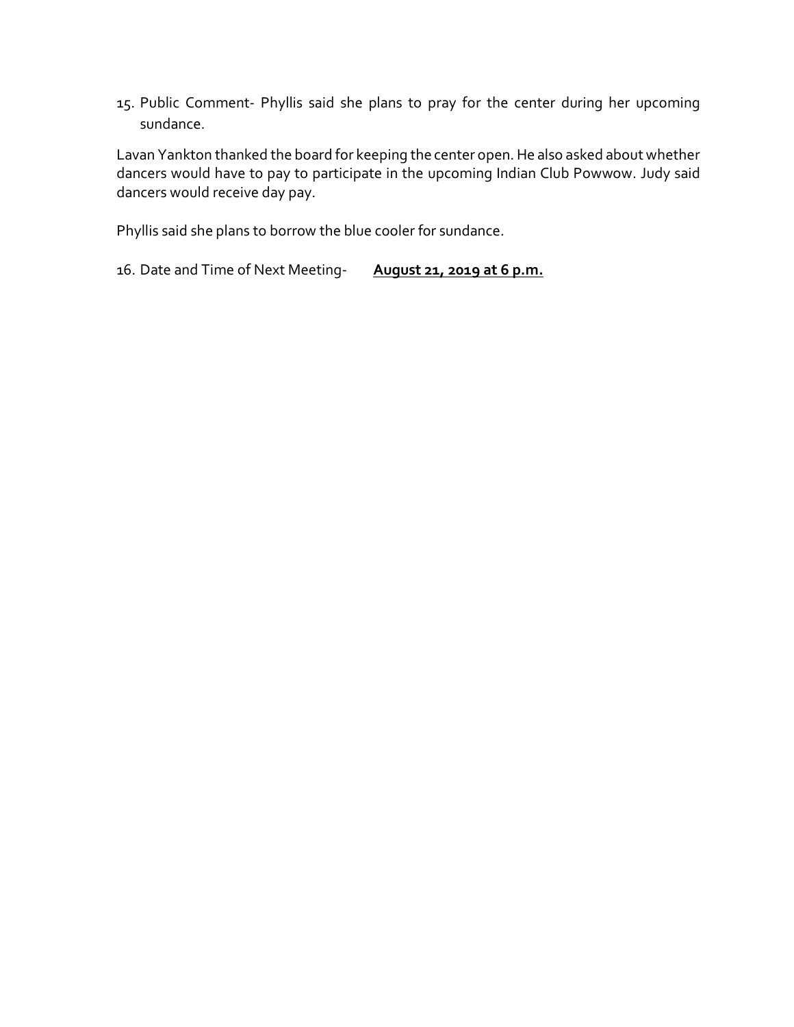15. Public Comment- Phyllis said she plans to pray for the center during her upcoming sundance.

Lavan Yankton thanked the board for keeping the center open. He also asked about whether dancers would have to pay to participate in the upcoming Indian Club Powwow. Judy said dancers would receive day pay.

Phyllis said she plans to borrow the blue cooler for sundance.

16. Date and Time of Next Meeting- **August 21, 2019 at 6 p.m.**